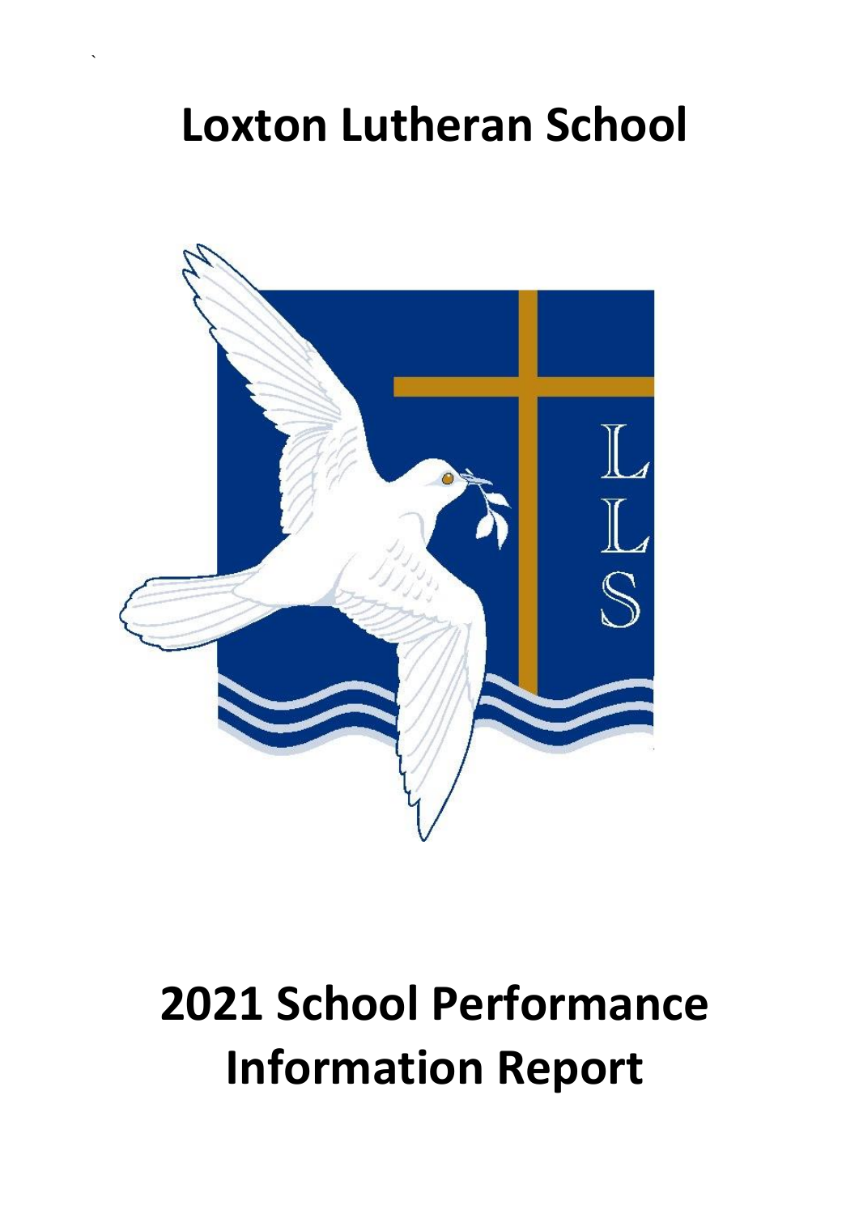# Loxton Lutheran School

# 2021 School Performance Information Report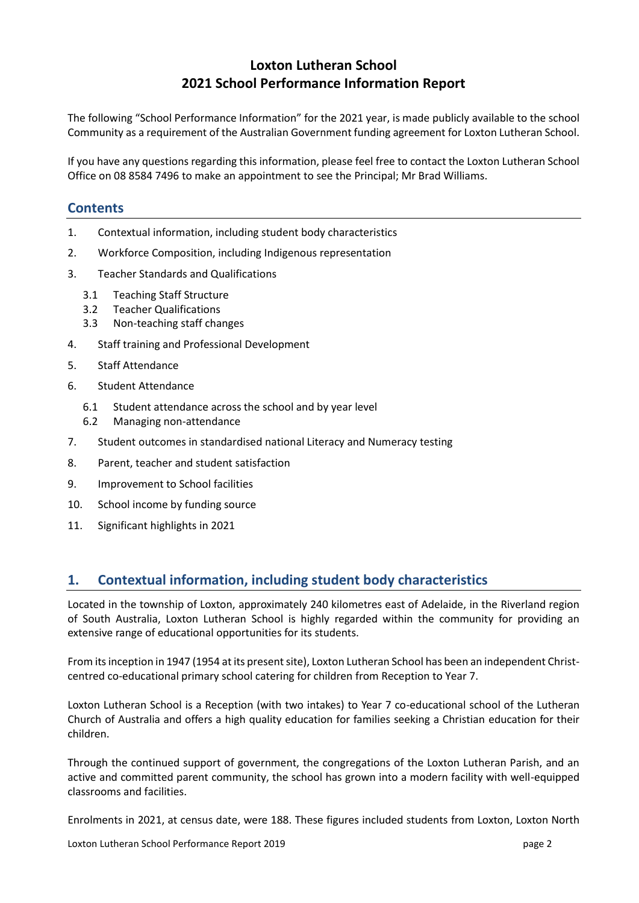# Loxton Lutheran School
# 2021 School Performance Information Report

The following "School Performance Information" for the 2021 year, is made publicly available to the school Community as a requirement of the Australian Government funding agreement for Loxton Lutheran School.

If you have any questions regarding this information, please feel free to contact the Loxton Lutheran School Office on 08 8584 7496 to make an appointment to see the Principal; Mr Brad Williams.

## Contents

1. Contextual information, including student body characteristics
2. Workforce Composition, including Indigenous representation
3. Teacher Standards and Qualifications
   - 3.1 Teaching Staff Structure
   - 3.2 Teacher Qualifications
   - 3.3 Non-teaching staff changes
4. Staff training and Professional Development
5. Staff Attendance
6. Student Attendance
   - 6.1 Student attendance across the school and by year level
   - 6.2 Managing non-attendance
7. Student outcomes in standardised national Literacy and Numeracy testing
8. Parent, teacher and student satisfaction
9. Improvement to School facilities
10. School income by funding source
11. Significant highlights in 2021

## 1. Contextual information, including student body characteristics

Located in the township of Loxton, approximately 240 kilometres east of Adelaide, in the Riverland region of South Australia, Loxton Lutheran School is highly regarded within the community for providing an extensive range of educational opportunities for its students.

From its inception in 1947 (1954 at its present site), Loxton Lutheran School has been an independent Christ-centred co-educational primary school catering for children from Reception to Year 7.

Loxton Lutheran School is a Reception (with two intakes) to Year 7 co-educational school of the Lutheran Church of Australia and offers a high quality education for families seeking a Christian education for their children.

Through the continued support of government, the congregations of the Loxton Lutheran Parish, and an active and committed parent community, the school has grown into a modern facility with well-equipped classrooms and facilities.

Enrolments in 2021, at census date, were 188. These figures included students from Loxton, Loxton North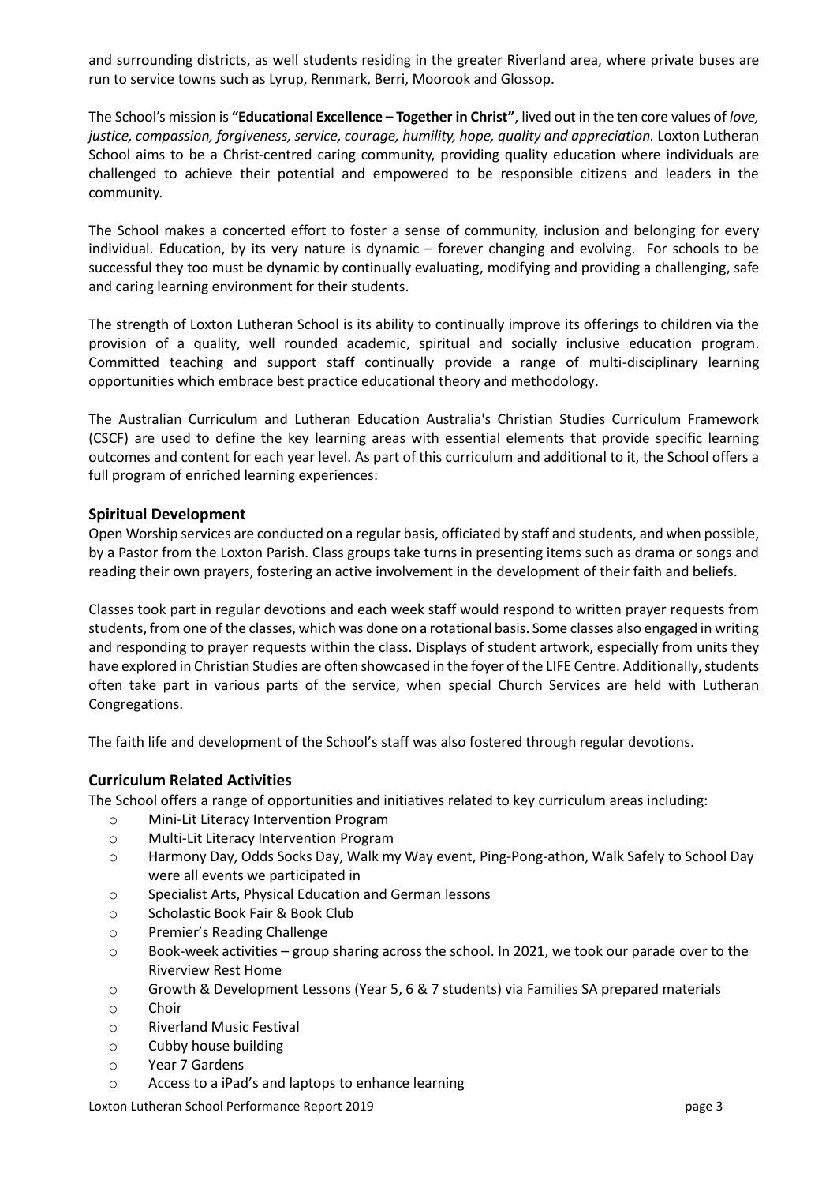and surrounding districts, as well students residing in the greater Riverland area, where private buses are run to service towns such as Lyrup, Renmark, Berri, Moorook and Glossop.

The School's mission is **"Educational Excellence – Together in Christ"**, lived out in the ten core values of *love, justice, compassion, forgiveness, service, courage, humility, hope, quality and appreciation.* Loxton Lutheran School aims to be a Christ-centred caring community, providing quality education where individuals are challenged to achieve their potential and empowered to be responsible citizens and leaders in the community.

The School makes a concerted effort to foster a sense of community, inclusion and belonging for every individual. Education, by its very nature is dynamic – forever changing and evolving. For schools to be successful they too must be dynamic by continually evaluating, modifying and providing a challenging, safe and caring learning environment for their students.

The strength of Loxton Lutheran School is its ability to continually improve its offerings to children via the provision of a quality, well rounded academic, spiritual and socially inclusive education program. Committed teaching and support staff continually provide a range of multi-disciplinary learning opportunities which embrace best practice educational theory and methodology.

The Australian Curriculum and Lutheran Education Australia's Christian Studies Curriculum Framework (CSCF) are used to define the key learning areas with essential elements that provide specific learning outcomes and content for each year level. As part of this curriculum and additional to it, the School offers a full program of enriched learning experiences:

## Spiritual Development

Open Worship services are conducted on a regular basis, officiated by staff and students, and when possible, by a Pastor from the Loxton Parish. Class groups take turns in presenting items such as drama or songs and reading their own prayers, fostering an active involvement in the development of their faith and beliefs.

Classes took part in regular devotions and each week staff would respond to written prayer requests from students, from one of the classes, which was done on a rotational basis. Some classes also engaged in writing and responding to prayer requests within the class. Displays of student artwork, especially from units they have explored in Christian Studies are often showcased in the foyer of the LIFE Centre. Additionally, students often take part in various parts of the service, when special Church Services are held with Lutheran Congregations.

The faith life and development of the School's staff was also fostered through regular devotions.

## Curriculum Related Activities

The School offers a range of opportunities and initiatives related to key curriculum areas including:

- Mini-Lit Literacy Intervention Program
- Multi-Lit Literacy Intervention Program
- Harmony Day, Odds Socks Day, Walk my Way event, Ping-Pong-athon, Walk Safely to School Day were all events we participated in
- Specialist Arts, Physical Education and German lessons
- Scholastic Book Fair & Book Club
- Premier's Reading Challenge
- Book-week activities – group sharing across the school. In 2021, we took our parade over to the Riverview Rest Home
- Growth & Development Lessons (Year 5, 6 & 7 students) via Families SA prepared materials
- Choir
- Riverland Music Festival
- Cubby house building
- Year 7 Gardens
- Access to a iPad's and laptops to enhance learning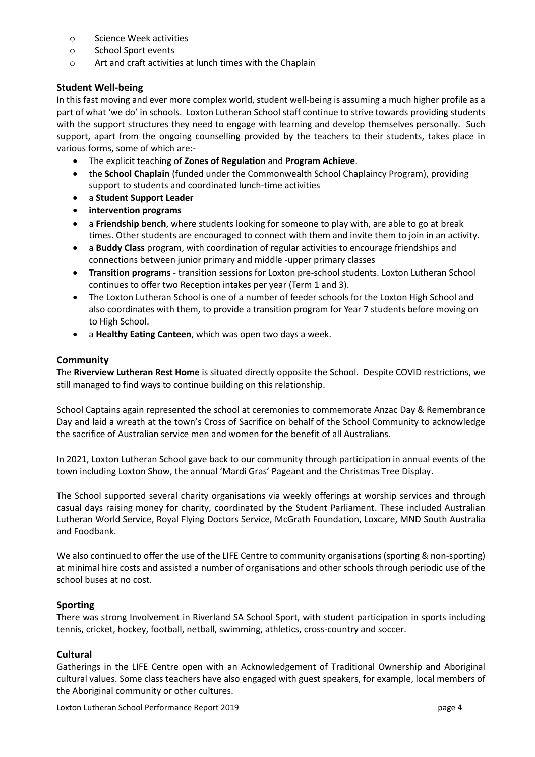- Science Week activities
- School Sport events
- Art and craft activities at lunch times with the Chaplain

## Student Well-being

In this fast moving and ever more complex world, student well-being is assuming a much higher profile as a part of what 'we do' in schools. Loxton Lutheran School staff continue to strive towards providing students with the support structures they need to engage with learning and develop themselves personally. Such support, apart from the ongoing counselling provided by the teachers to their students, takes place in various forms, some of which are:-

- The explicit teaching of **Zones of Regulation** and **Program Achieve**.
- the **School Chaplain** (funded under the Commonwealth School Chaplaincy Program), providing support to students and coordinated lunch-time activities
- a **Student Support Leader**
- **intervention programs**
- a **Friendship bench**, where students looking for someone to play with, are able to go at break times. Other students are encouraged to connect with them and invite them to join in an activity.
- a **Buddy Class** program, with coordination of regular activities to encourage friendships and connections between junior primary and middle -upper primary classes
- **Transition programs** - transition sessions for Loxton pre-school students. Loxton Lutheran School continues to offer two Reception intakes per year (Term 1 and 3).
- The Loxton Lutheran School is one of a number of feeder schools for the Loxton High School and also coordinates with them, to provide a transition program for Year 7 students before moving on to High School.
- a **Healthy Eating Canteen**, which was open two days a week.

## Community

The **Riverview Lutheran Rest Home** is situated directly opposite the School. Despite COVID restrictions, we still managed to find ways to continue building on this relationship.

School Captains again represented the school at ceremonies to commemorate Anzac Day & Remembrance Day and laid a wreath at the town's Cross of Sacrifice on behalf of the School Community to acknowledge the sacrifice of Australian service men and women for the benefit of all Australians.

In 2021, Loxton Lutheran School gave back to our community through participation in annual events of the town including Loxton Show, the annual 'Mardi Gras' Pageant and the Christmas Tree Display.

The School supported several charity organisations via weekly offerings at worship services and through casual days raising money for charity, coordinated by the Student Parliament. These included Australian Lutheran World Service, Royal Flying Doctors Service, McGrath Foundation, Loxcare, MND South Australia and Foodbank.

We also continued to offer the use of the LIFE Centre to community organisations (sporting & non-sporting) at minimal hire costs and assisted a number of organisations and other schools through periodic use of the school buses at no cost.

## Sporting

There was strong Involvement in Riverland SA School Sport, with student participation in sports including tennis, cricket, hockey, football, netball, swimming, athletics, cross-country and soccer.

## Cultural

Gatherings in the LIFE Centre open with an Acknowledgement of Traditional Ownership and Aboriginal cultural values. Some class teachers have also engaged with guest speakers, for example, local members of the Aboriginal community or other cultures.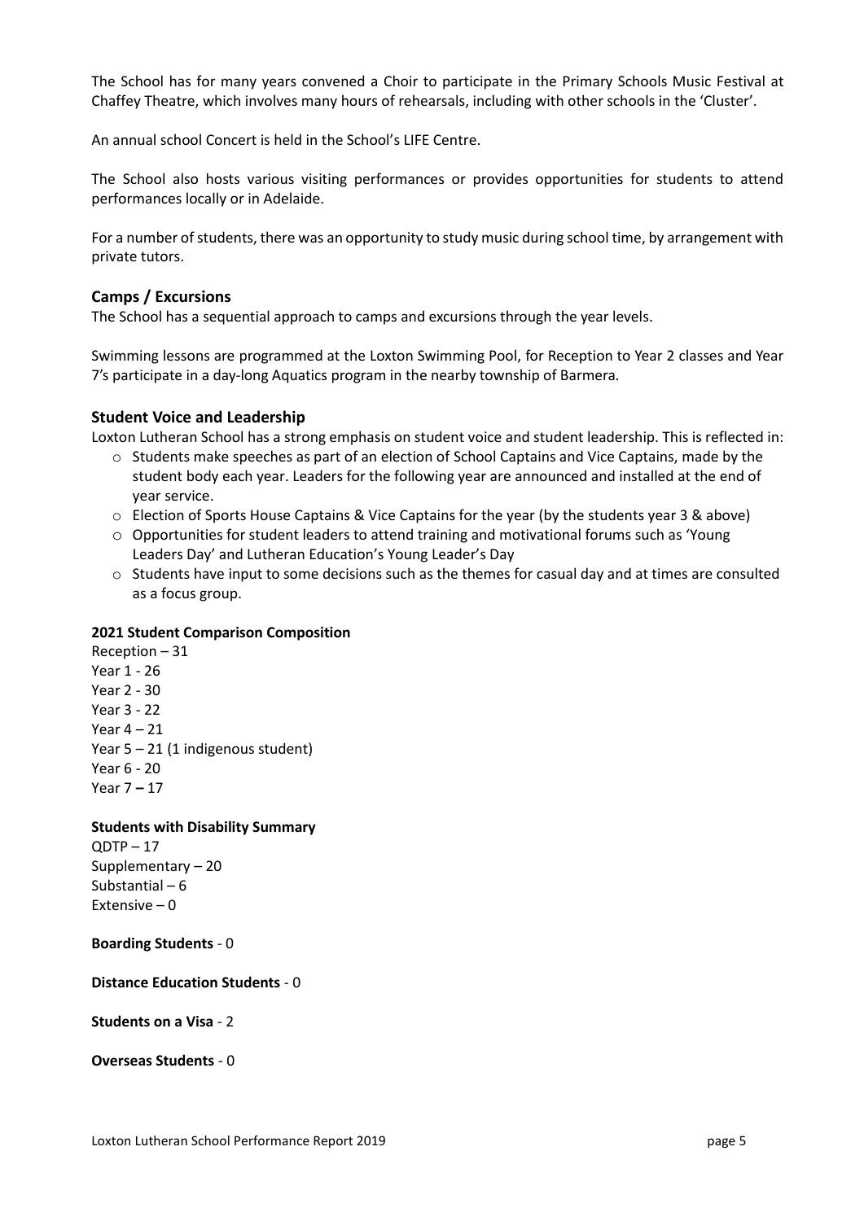The School has for many years convened a Choir to participate in the Primary Schools Music Festival at Chaffey Theatre, which involves many hours of rehearsals, including with other schools in the 'Cluster'.

An annual school Concert is held in the School's LIFE Centre.

The School also hosts various visiting performances or provides opportunities for students to attend performances locally or in Adelaide.

For a number of students, there was an opportunity to study music during school time, by arrangement with private tutors.

## Camps / Excursions

The School has a sequential approach to camps and excursions through the year levels.

Swimming lessons are programmed at the Loxton Swimming Pool, for Reception to Year 2 classes and Year 7's participate in a day-long Aquatics program in the nearby township of Barmera.

## Student Voice and Leadership

Loxton Lutheran School has a strong emphasis on student voice and student leadership. This is reflected in:

- Students make speeches as part of an election of School Captains and Vice Captains, made by the student body each year. Leaders for the following year are announced and installed at the end of year service.
- Election of Sports House Captains & Vice Captains for the year (by the students year 3 & above)
- Opportunities for student leaders to attend training and motivational forums such as 'Young Leaders Day' and Lutheran Education's Young Leader's Day
- Students have input to some decisions such as the themes for casual day and at times are consulted as a focus group.

**2021 Student Comparison Composition**

Reception – 31
Year 1 - 26
Year 2 - 30
Year 3 - 22
Year 4 – 21
Year 5 – 21 (1 indigenous student)
Year 6 - 20
Year 7 – 17

**Students with Disability Summary**

QDTP – 17
Supplementary – 20
Substantial – 6
Extensive – 0

**Boarding Students** - 0

**Distance Education Students** - 0

**Students on a Visa** - 2

**Overseas Students** - 0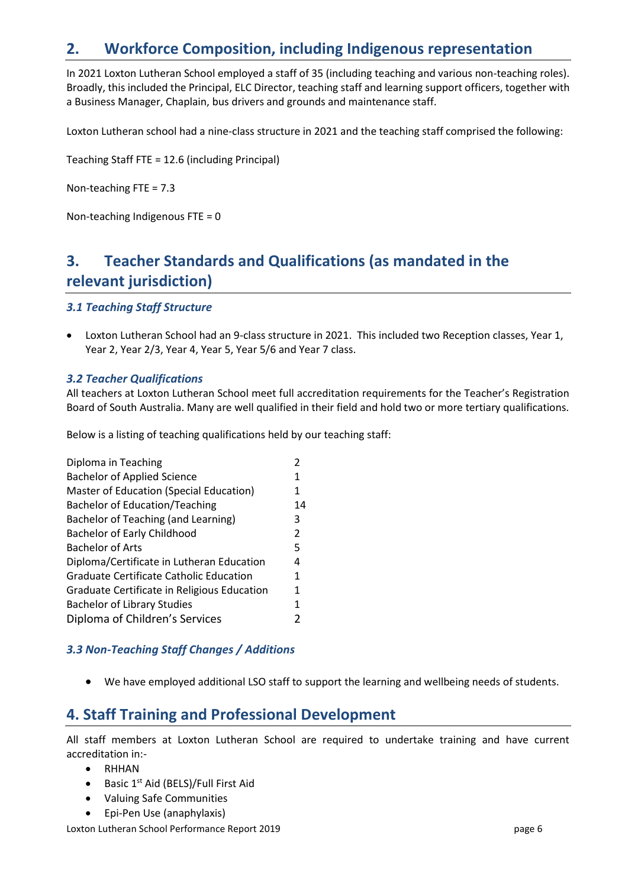## 2. Workforce Composition, including Indigenous representation

In 2021 Loxton Lutheran School employed a staff of 35 (including teaching and various non-teaching roles). Broadly, this included the Principal, ELC Director, teaching staff and learning support officers, together with a Business Manager, Chaplain, bus drivers and grounds and maintenance staff.

Loxton Lutheran school had a nine-class structure in 2021 and the teaching staff comprised the following:

Teaching Staff FTE = 12.6 (including Principal)

Non-teaching FTE = 7.3

Non-teaching Indigenous FTE = 0

## 3. Teacher Standards and Qualifications (as mandated in the relevant jurisdiction)

### *3.1 Teaching Staff Structure*

- Loxton Lutheran School had an 9-class structure in 2021. This included two Reception classes, Year 1, Year 2, Year 2/3, Year 4, Year 5, Year 5/6 and Year 7 class.

### *3.2 Teacher Qualifications*

All teachers at Loxton Lutheran School meet full accreditation requirements for the Teacher's Registration Board of South Australia. Many are well qualified in their field and hold two or more tertiary qualifications.

Below is a listing of teaching qualifications held by our teaching staff:

| Qualification | Number |
|---|---|
| Diploma in Teaching | 2 |
| Bachelor of Applied Science | 1 |
| Master of Education (Special Education) | 1 |
| Bachelor of Education/Teaching | 14 |
| Bachelor of Teaching (and Learning) | 3 |
| Bachelor of Early Childhood | 2 |
| Bachelor of Arts | 5 |
| Diploma/Certificate in Lutheran Education | 4 |
| Graduate Certificate Catholic Education | 1 |
| Graduate Certificate in Religious Education | 1 |
| Bachelor of Library Studies | 1 |
| Diploma of Children's Services | 2 |

### *3.3 Non-Teaching Staff Changes / Additions*

- We have employed additional LSO staff to support the learning and wellbeing needs of students.

## 4. Staff Training and Professional Development

All staff members at Loxton Lutheran School are required to undertake training and have current accreditation in:-

- RHHAN
- Basic 1st Aid (BELS)/Full First Aid
- Valuing Safe Communities
- Epi-Pen Use (anaphylaxis)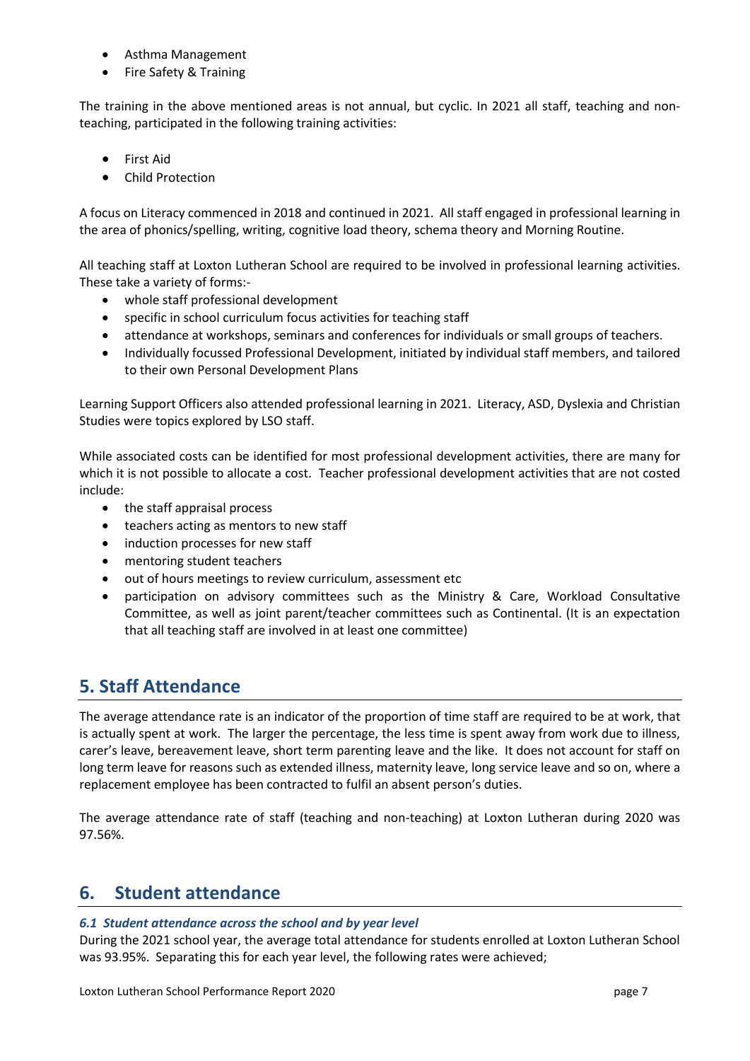- Asthma Management
- Fire Safety & Training

The training in the above mentioned areas is not annual, but cyclic. In 2021 all staff, teaching and non-teaching, participated in the following training activities:

- First Aid
- Child Protection

A focus on Literacy commenced in 2018 and continued in 2021. All staff engaged in professional learning in the area of phonics/spelling, writing, cognitive load theory, schema theory and Morning Routine.

All teaching staff at Loxton Lutheran School are required to be involved in professional learning activities. These take a variety of forms:-

- whole staff professional development
- specific in school curriculum focus activities for teaching staff
- attendance at workshops, seminars and conferences for individuals or small groups of teachers.
- Individually focussed Professional Development, initiated by individual staff members, and tailored to their own Personal Development Plans

Learning Support Officers also attended professional learning in 2021. Literacy, ASD, Dyslexia and Christian Studies were topics explored by LSO staff.

While associated costs can be identified for most professional development activities, there are many for which it is not possible to allocate a cost. Teacher professional development activities that are not costed include:

- the staff appraisal process
- teachers acting as mentors to new staff
- induction processes for new staff
- mentoring student teachers
- out of hours meetings to review curriculum, assessment etc
- participation on advisory committees such as the Ministry & Care, Workload Consultative Committee, as well as joint parent/teacher committees such as Continental. (It is an expectation that all teaching staff are involved in at least one committee)

## 5. Staff Attendance

The average attendance rate is an indicator of the proportion of time staff are required to be at work, that is actually spent at work. The larger the percentage, the less time is spent away from work due to illness, carer's leave, bereavement leave, short term parenting leave and the like. It does not account for staff on long term leave for reasons such as extended illness, maternity leave, long service leave and so on, where a replacement employee has been contracted to fulfil an absent person's duties.

The average attendance rate of staff (teaching and non-teaching) at Loxton Lutheran during 2020 was 97.56%.

## 6. Student attendance

### *6.1 Student attendance across the school and by year level*

During the 2021 school year, the average total attendance for students enrolled at Loxton Lutheran School was 93.95%. Separating this for each year level, the following rates were achieved;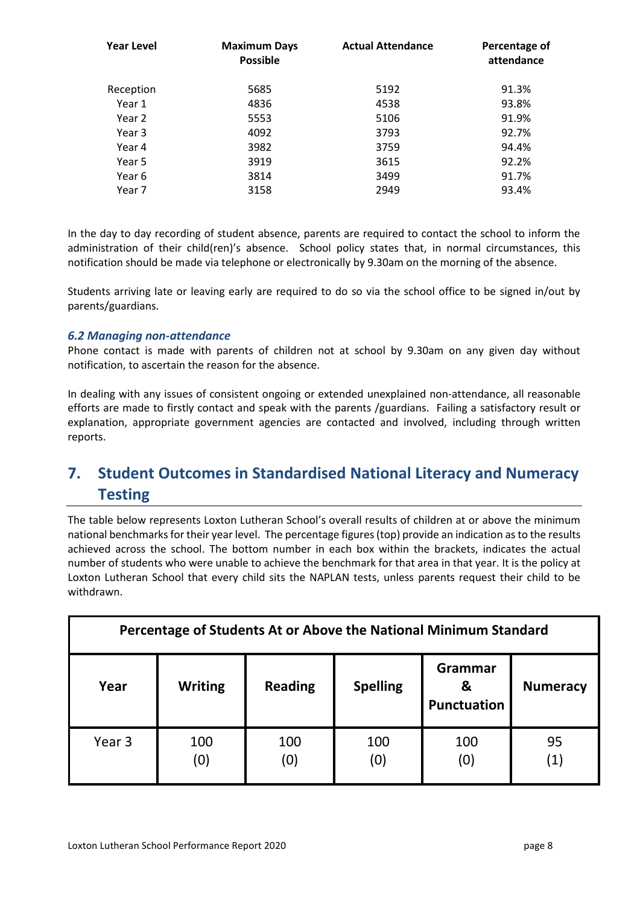| Year Level | Maximum Days Possible | Actual Attendance | Percentage of attendance |
|---|---|---|---|
| Reception | 5685 | 5192 | 91.3% |
| Year 1 | 4836 | 4538 | 93.8% |
| Year 2 | 5553 | 5106 | 91.9% |
| Year 3 | 4092 | 3793 | 92.7% |
| Year 4 | 3982 | 3759 | 94.4% |
| Year 5 | 3919 | 3615 | 92.2% |
| Year 6 | 3814 | 3499 | 91.7% |
| Year 7 | 3158 | 2949 | 93.4% |

In the day to day recording of student absence, parents are required to contact the school to inform the administration of their child(ren)'s absence. School policy states that, in normal circumstances, this notification should be made via telephone or electronically by 9.30am on the morning of the absence.

Students arriving late or leaving early are required to do so via the school office to be signed in/out by parents/guardians.

### *6.2 Managing non-attendance*

Phone contact is made with parents of children not at school by 9.30am on any given day without notification, to ascertain the reason for the absence.

In dealing with any issues of consistent ongoing or extended unexplained non-attendance, all reasonable efforts are made to firstly contact and speak with the parents /guardians. Failing a satisfactory result or explanation, appropriate government agencies are contacted and involved, including through written reports.

## 7. Student Outcomes in Standardised National Literacy and Numeracy Testing

The table below represents Loxton Lutheran School's overall results of children at or above the minimum national benchmarks for their year level. The percentage figures (top) provide an indication as to the results achieved across the school. The bottom number in each box within the brackets, indicates the actual number of students who were unable to achieve the benchmark for that area in that year. It is the policy at Loxton Lutheran School that every child sits the NAPLAN tests, unless parents request their child to be withdrawn.

| Percentage of Students At or Above the National Minimum Standard | | | | | |
|---|---|---|---|---|---|
| **Year** | **Writing** | **Reading** | **Spelling** | **Grammar & Punctuation** | **Numeracy** |
| Year 3 | 100 (0) | 100 (0) | 100 (0) | 100 (0) | 95 (1) |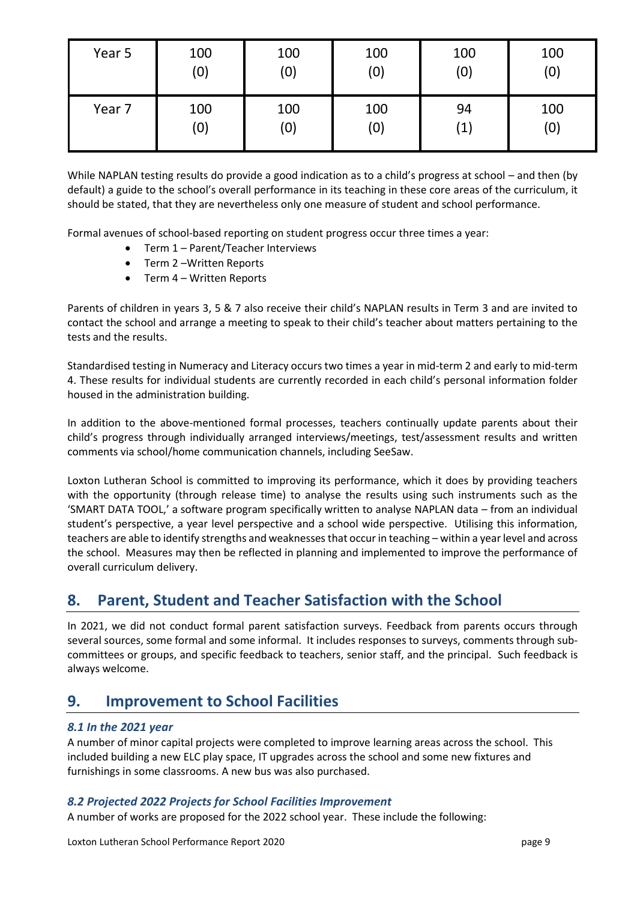| Year 5 | 100 (0) | 100 (0) | 100 (0) | 100 (0) | 100 (0) |
| --- | --- | --- | --- | --- | --- |
| Year 7 | 100 (0) | 100 (0) | 100 (0) | 94 (1) | 100 (0) |

While NAPLAN testing results do provide a good indication as to a child's progress at school – and then (by default) a guide to the school's overall performance in its teaching in these core areas of the curriculum, it should be stated, that they are nevertheless only one measure of student and school performance.

Formal avenues of school-based reporting on student progress occur three times a year:

- Term 1 – Parent/Teacher Interviews
- Term 2 –Written Reports
- Term 4 – Written Reports

Parents of children in years 3, 5 & 7 also receive their child's NAPLAN results in Term 3 and are invited to contact the school and arrange a meeting to speak to their child's teacher about matters pertaining to the tests and the results.

Standardised testing in Numeracy and Literacy occurs two times a year in mid-term 2 and early to mid-term 4. These results for individual students are currently recorded in each child's personal information folder housed in the administration building.

In addition to the above-mentioned formal processes, teachers continually update parents about their child's progress through individually arranged interviews/meetings, test/assessment results and written comments via school/home communication channels, including SeeSaw.

Loxton Lutheran School is committed to improving its performance, which it does by providing teachers with the opportunity (through release time) to analyse the results using such instruments such as the 'SMART DATA TOOL,' a software program specifically written to analyse NAPLAN data – from an individual student's perspective, a year level perspective and a school wide perspective. Utilising this information, teachers are able to identify strengths and weaknesses that occur in teaching – within a year level and across the school. Measures may then be reflected in planning and implemented to improve the performance of overall curriculum delivery.

## 8. Parent, Student and Teacher Satisfaction with the School

In 2021, we did not conduct formal parent satisfaction surveys. Feedback from parents occurs through several sources, some formal and some informal. It includes responses to surveys, comments through sub-committees or groups, and specific feedback to teachers, senior staff, and the principal. Such feedback is always welcome.

## 9. Improvement to School Facilities

### *8.1 In the 2021 year*

A number of minor capital projects were completed to improve learning areas across the school. This included building a new ELC play space, IT upgrades across the school and some new fixtures and furnishings in some classrooms. A new bus was also purchased.

### *8.2 Projected 2022 Projects for School Facilities Improvement*

A number of works are proposed for the 2022 school year. These include the following: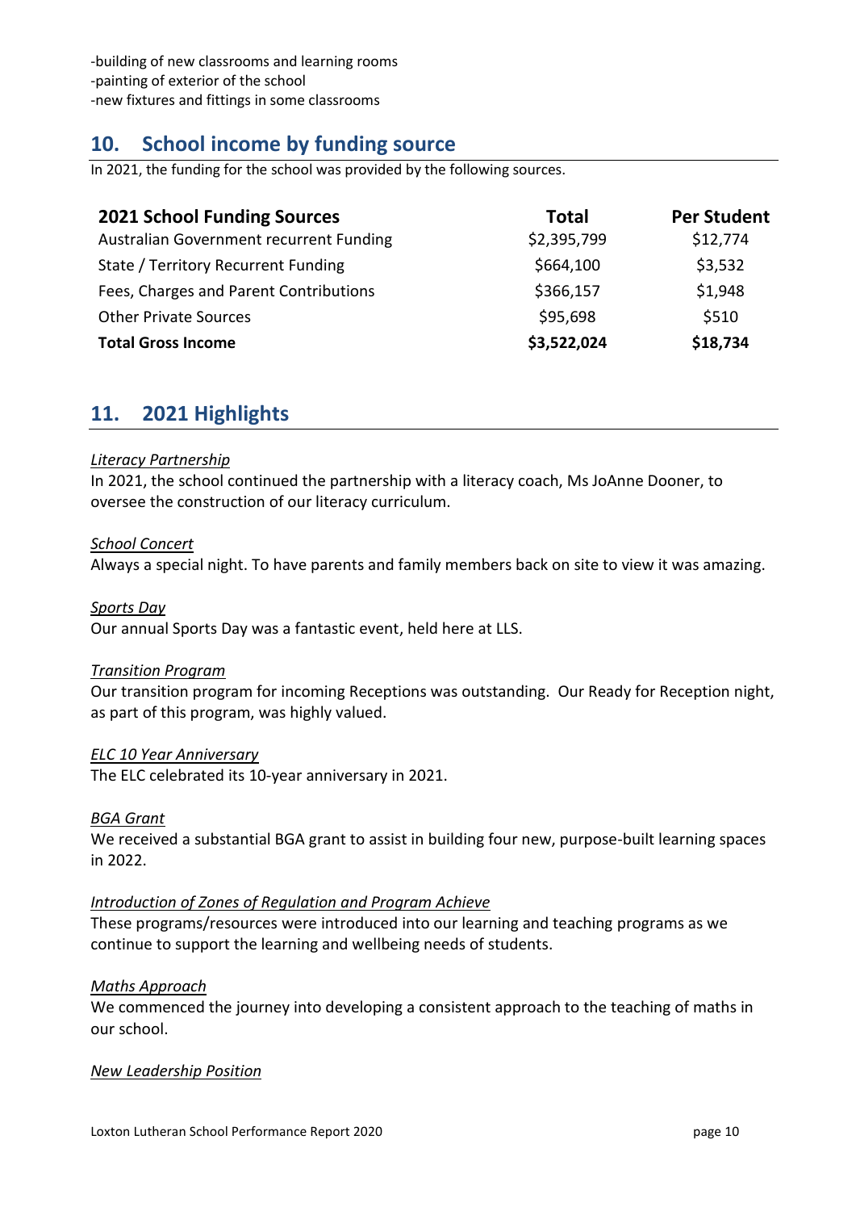-building of new classrooms and learning rooms
-painting of exterior of the school
-new fixtures and fittings in some classrooms

## 10. School income by funding source

In 2021, the funding for the school was provided by the following sources.

| 2021 School Funding Sources | Total | Per Student |
|---|---|---|
| Australian Government recurrent Funding | $2,395,799 | $12,774 |
| State / Territory Recurrent Funding | $664,100 | $3,532 |
| Fees, Charges and Parent Contributions | $366,157 | $1,948 |
| Other Private Sources | $95,698 | $510 |
| **Total Gross Income** | **$3,522,024** | **$18,734** |

## 11. 2021 Highlights

*Literacy Partnership*
In 2021, the school continued the partnership with a literacy coach, Ms JoAnne Dooner, to oversee the construction of our literacy curriculum.

*School Concert*
Always a special night. To have parents and family members back on site to view it was amazing.

*Sports Day*
Our annual Sports Day was a fantastic event, held here at LLS.

*Transition Program*
Our transition program for incoming Receptions was outstanding. Our Ready for Reception night, as part of this program, was highly valued.

*ELC 10 Year Anniversary*
The ELC celebrated its 10-year anniversary in 2021.

*BGA Grant*
We received a substantial BGA grant to assist in building four new, purpose-built learning spaces in 2022.

*Introduction of Zones of Regulation and Program Achieve*
These programs/resources were introduced into our learning and teaching programs as we continue to support the learning and wellbeing needs of students.

*Maths Approach*
We commenced the journey into developing a consistent approach to the teaching of maths in our school.

*New Leadership Position*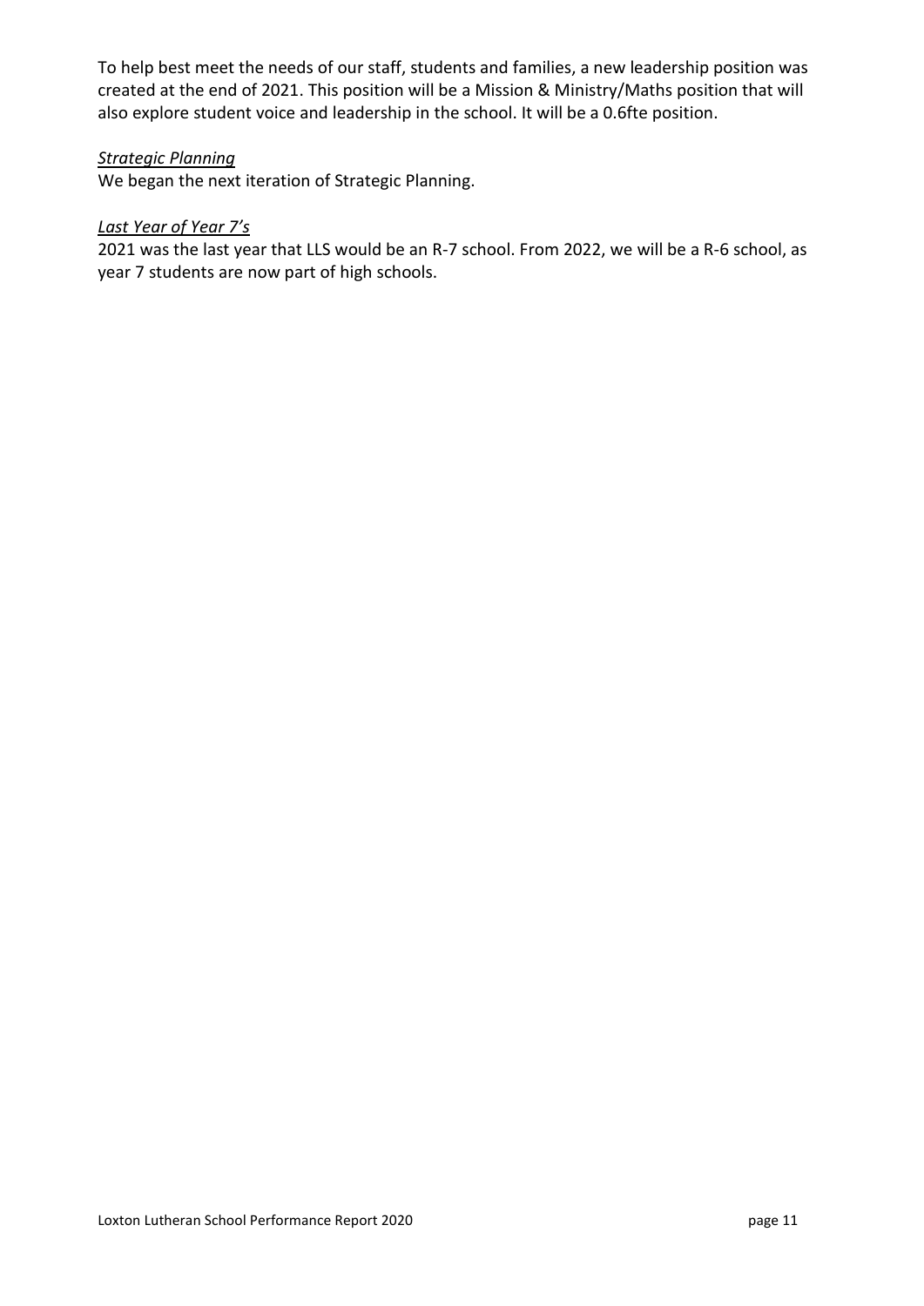To help best meet the needs of our staff, students and families, a new leadership position was created at the end of 2021. This position will be a Mission & Ministry/Maths position that will also explore student voice and leadership in the school. It will be a 0.6fte position.

*Strategic Planning*

We began the next iteration of Strategic Planning.

*Last Year of Year 7's*

2021 was the last year that LLS would be an R-7 school. From 2022, we will be a R-6 school, as year 7 students are now part of high schools.